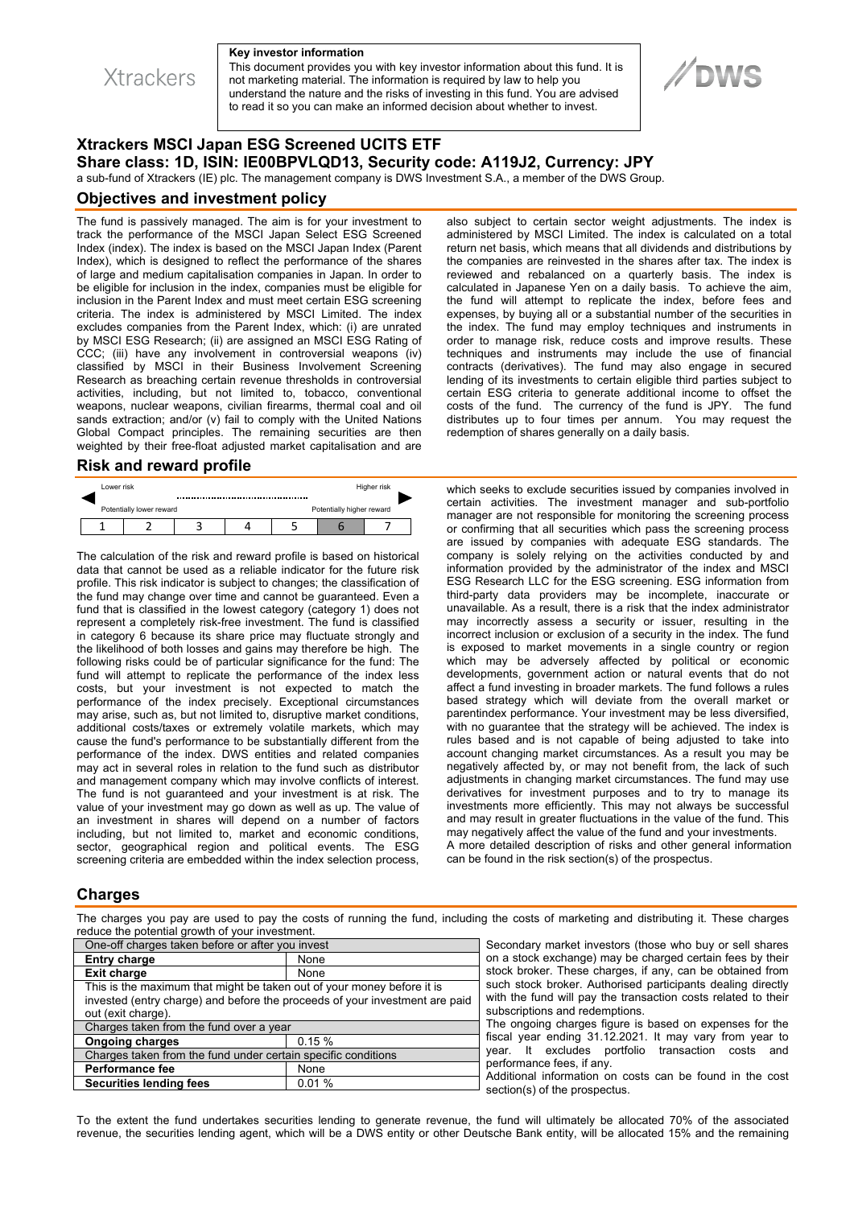Xtrackers

**Key investor information**

This document provides you with key investor information about this fund. It is not marketing material. The information is required by law to help you understand the nature and the risks of investing in this fund. You are advised to read it so you can make an informed decision about whether to invest.

DWS

# Xtrackers MSCI Japan ESG Screened UCITS ETF

## Share class: 1D, ISIN: IE00BPVLQD13, Security code: A119J2, Currency: JPY

a sub-fund of Xtrackers (IE) plc. The management company is DWS Investment S.A., a member of the DWS Group.

## Objectives and investment policy

The fund is passively managed. The aim is for your investment to track the performance of the MSCI Japan Select ESG Screened Index (index). The index is based on the MSCI Japan Index (Parent Index), which is designed to reflect the performance of the shares of large and medium capitalisation companies in Japan. In order to be eligible for inclusion in the index, companies must be eligible for inclusion in the Parent Index and must meet certain ESG screening criteria. The index is administered by MSCI Limited. The index excludes companies from the Parent Index, which: (i) are unrated by MSCI ESG Research; (ii) are assigned an MSCI ESG Rating of CCC; (iii) have any involvement in controversial weapons (iv) classified by MSCI in their Business Involvement Screening Research as breaching certain revenue thresholds in controversial activities, including, but not limited to, tobacco, conventional weapons, nuclear weapons, civilian firearms, thermal coal and oil sands extraction; and/or (v) fail to comply with the United Nations Global Compact principles. The remaining securities are then weighted by their free-float adjusted market capitalisation and are also subject to certain sector weight adjustments. The index is administered by MSCI Limited. The index is calculated on a total return net basis, which means that all dividends and distributions by the companies are reinvested in the shares after tax. The index is reviewed and rebalanced on a quarterly basis. The index is calculated in Japanese Yen on a daily basis. To achieve the aim, the fund will attempt to replicate the index, before fees and expenses, by buying all or a substantial number of the securities in the index. The fund may employ techniques and instruments in order to manage risk, reduce costs and improve results. These techniques and instruments may include the use of financial contracts (derivatives). The fund may also engage in secured lending of its investments to certain eligible third parties subject to certain ESG criteria to generate additional income to offset the costs of the fund. The currency of the fund is JPY. The fund distributes up to four times per annum. You may request the redemption of shares generally on a daily basis.

## Risk and reward profile

Lower risk — Higher risk

Potentially lower reward — Potentially higher reward

| 1 | 2 | 3 | 4 | 5 | 6 | 7 |
|---|---|---|---|---|---|---|

The calculation of the risk and reward profile is based on historical data that cannot be used as a reliable indicator for the future risk profile. This risk indicator is subject to changes; the classification of the fund may change over time and cannot be guaranteed. Even a fund that is classified in the lowest category (category 1) does not represent a completely risk-free investment. The fund is classified in category 6 because its share price may fluctuate strongly and the likelihood of both losses and gains may therefore be high. The following risks could be of particular significance for the fund: The fund will attempt to replicate the performance of the index less costs, but your investment is not expected to match the performance of the index precisely. Exceptional circumstances may arise, such as, but not limited to, disruptive market conditions, additional costs/taxes or extremely volatile markets, which may cause the fund's performance to be substantially different from the performance of the index. DWS entities and related companies may act in several roles in relation to the fund such as distributor and management company which may involve conflicts of interest. The fund is not guaranteed and your investment is at risk. The value of your investment may go down as well as up. The value of an investment in shares will depend on a number of factors including, but not limited to, market and economic conditions, sector, geographical region and political events. The ESG screening criteria are embedded within the index selection process, which seeks to exclude securities issued by companies involved in certain activities. The investment manager and sub-portfolio manager are not responsible for monitoring the screening process or confirming that all securities which pass the screening process are issued by companies with adequate ESG standards. The company is solely relying on the activities conducted by and information provided by the administrator of the index and MSCI ESG Research LLC for the ESG screening. ESG information from third-party data providers may be incomplete, inaccurate or unavailable. As a result, there is a risk that the index administrator may incorrectly assess a security or issuer, resulting in the incorrect inclusion or exclusion of a security in the index. The fund is exposed to market movements in a single country or region which may be adversely affected by political or economic developments, government action or natural events that do not affect a fund investing in broader markets. The fund follows a rules based strategy which will deviate from the overall market or parentindex performance. Your investment may be less diversified, with no guarantee that the strategy will be achieved. The index is rules based and is not capable of being adjusted to take into account changing market circumstances. As a result you may be negatively affected by, or may not benefit from, the lack of such adjustments in changing market circumstances. The fund may use derivatives for investment purposes and to try to manage its investments more efficiently. This may not always be successful and may result in greater fluctuations in the value of the fund. This may negatively affect the value of the fund and your investments.

A more detailed description of risks and other general information can be found in the risk section(s) of the prospectus.

## Charges

The charges you pay are used to pay the costs of running the fund, including the costs of marketing and distributing it. These charges reduce the potential growth of your investment.

| One-off charges taken before or after you invest | |
|---|---|
| **Entry charge** | None |
| **Exit charge** | None |
| This is the maximum that might be taken out of your money before it is invested (entry charge) and before the proceeds of your investment are paid out (exit charge). | |
| Charges taken from the fund over a year | |
| **Ongoing charges** | 0.15 % |
| Charges taken from the fund under certain specific conditions | |
| **Performance fee** | None |
| **Securities lending fees** | 0.01 % |

Secondary market investors (those who buy or sell shares on a stock exchange) may be charged certain fees by their stock broker. These charges, if any, can be obtained from such stock broker. Authorised participants dealing directly with the fund will pay the transaction costs related to their subscriptions and redemptions.

The ongoing charges figure is based on expenses for the fiscal year ending 31.12.2021. It may vary from year to year. It excludes portfolio transaction costs and performance fees, if any.

Additional information on costs can be found in the cost section(s) of the prospectus.

To the extent the fund undertakes securities lending to generate revenue, the fund will ultimately be allocated 70% of the associated revenue, the securities lending agent, which will be a DWS entity or other Deutsche Bank entity, will be allocated 15% and the remaining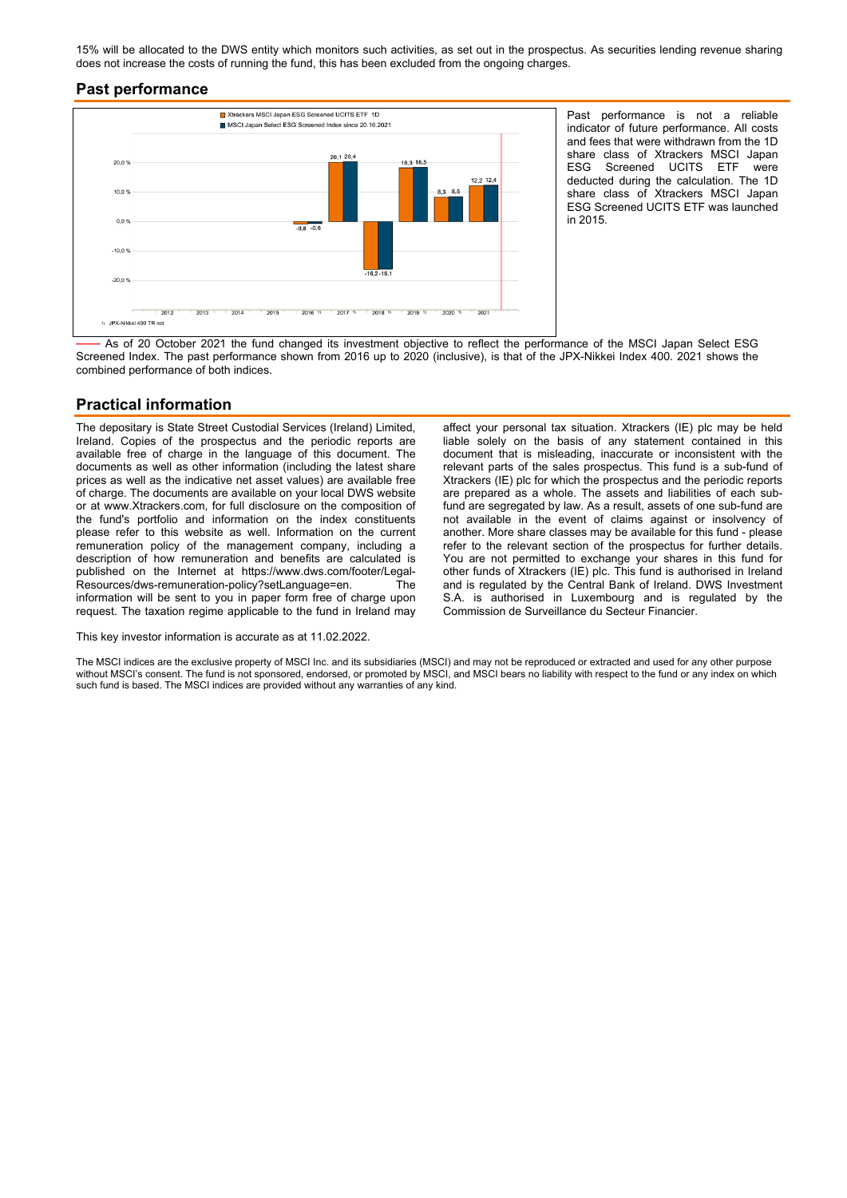15% will be allocated to the DWS entity which monitors such activities, as set out in the prospectus. As securities lending revenue sharing does not increase the costs of running the fund, this has been excluded from the ongoing charges.

## Past performance

Xtrackers MSCI Japan ESG Screened UCITS ETF 1D

MSCI Japan Select ESG Screened Index since 20.10.2021

20,0 %
10,0 %
0,0 %
-10,0 %
-20,0 %

-0,8 -0,6
20,1 20,4
-16,2 -16,1
18,3 18,5
8,3 8,5
12,2 12,4

2012 2013 2014 2015 2016 [1] 2017 [1] 2018 [1] 2019 [1] 2020 [1] 2021

1) JPX-Nikkei 400 TR net

Past performance is not a reliable indicator of future performance. All costs and fees that were withdrawn from the 1D share class of Xtrackers MSCI Japan ESG Screened UCITS ETF were deducted during the calculation. The 1D share class of Xtrackers MSCI Japan ESG Screened UCITS ETF was launched in 2015.

—— As of 20 October 2021 the fund changed its investment objective to reflect the performance of the MSCI Japan Select ESG Screened Index. The past performance shown from 2016 up to 2020 (inclusive), is that of the JPX-Nikkei Index 400. 2021 shows the combined performance of both indices.

## Practical information

The depositary is State Street Custodial Services (Ireland) Limited, Ireland. Copies of the prospectus and the periodic reports are available free of charge in the language of this document. The documents as well as other information (including the latest share prices as well as the indicative net asset values) are available free of charge. The documents are available on your local DWS website or at www.Xtrackers.com, for full disclosure on the composition of the fund's portfolio and information on the index constituents please refer to this website as well. Information on the current remuneration policy of the management company, including a description of how remuneration and benefits are calculated is published on the Internet at https://www.dws.com/footer/Legal-Resources/dws-remuneration-policy?setLanguage=en. The information will be sent to you in paper form free of charge upon request. The taxation regime applicable to the fund in Ireland may affect your personal tax situation. Xtrackers (IE) plc may be held liable solely on the basis of any statement contained in this document that is misleading, inaccurate or inconsistent with the relevant parts of the sales prospectus. This fund is a sub-fund of Xtrackers (IE) plc for which the prospectus and the periodic reports are prepared as a whole. The assets and liabilities of each sub-fund are segregated by law. As a result, assets of one sub-fund are not available in the event of claims against or insolvency of another. More share classes may be available for this fund - please refer to the relevant section of the prospectus for further details. You are not permitted to exchange your shares in this fund for other funds of Xtrackers (IE) plc. This fund is authorised in Ireland and is regulated by the Central Bank of Ireland. DWS Investment S.A. is authorised in Luxembourg and is regulated by the Commission de Surveillance du Secteur Financier.

This key investor information is accurate as at 11.02.2022.

The MSCI indices are the exclusive property of MSCI Inc. and its subsidiaries (MSCI) and may not be reproduced or extracted and used for any other purpose without MSCI's consent. The fund is not sponsored, endorsed, or promoted by MSCI, and MSCI bears no liability with respect to the fund or any index on which such fund is based. The MSCI indices are provided without any warranties of any kind.